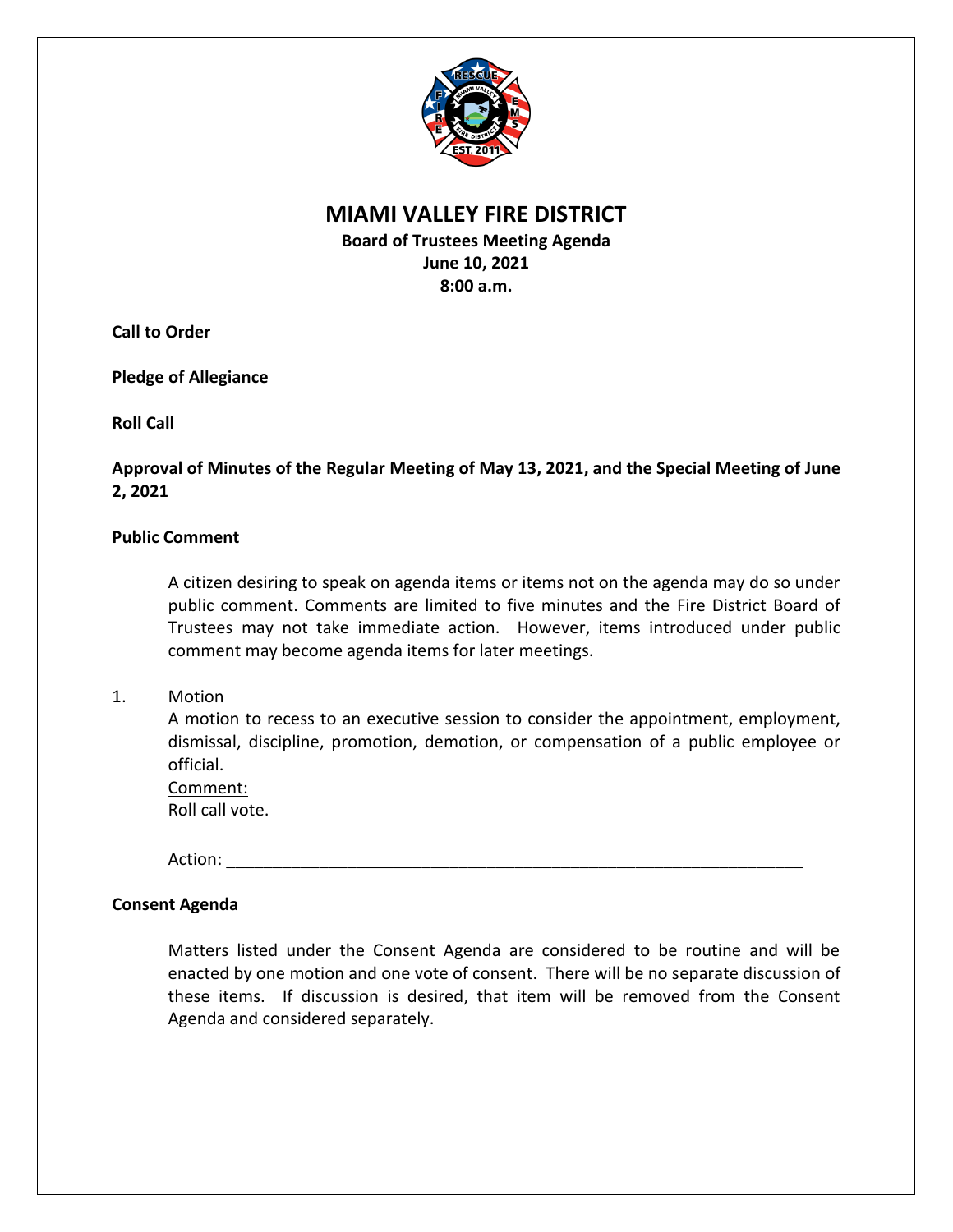# MIAMI VALLEY FIRE DISTRICT

**Board of Trustees Meeting Agenda**
**June 10, 2021**
**8:00 a.m.**

**Call to Order**

**Pledge of Allegiance**

**Roll Call**

**Approval of Minutes of the Regular Meeting of May 13, 2021, and the Special Meeting of June 2, 2021**

**Public Comment**

A citizen desiring to speak on agenda items or items not on the agenda may do so under public comment. Comments are limited to five minutes and the Fire District Board of Trustees may not take immediate action. However, items introduced under public comment may become agenda items for later meetings.

1. Motion
   A motion to recess to an executive session to consider the appointment, employment, dismissal, discipline, promotion, demotion, or compensation of a public employee or official.
   Comment:
   Roll call vote.

   Action: ______________________________________________________________

**Consent Agenda**

Matters listed under the Consent Agenda are considered to be routine and will be enacted by one motion and one vote of consent. There will be no separate discussion of these items. If discussion is desired, that item will be removed from the Consent Agenda and considered separately.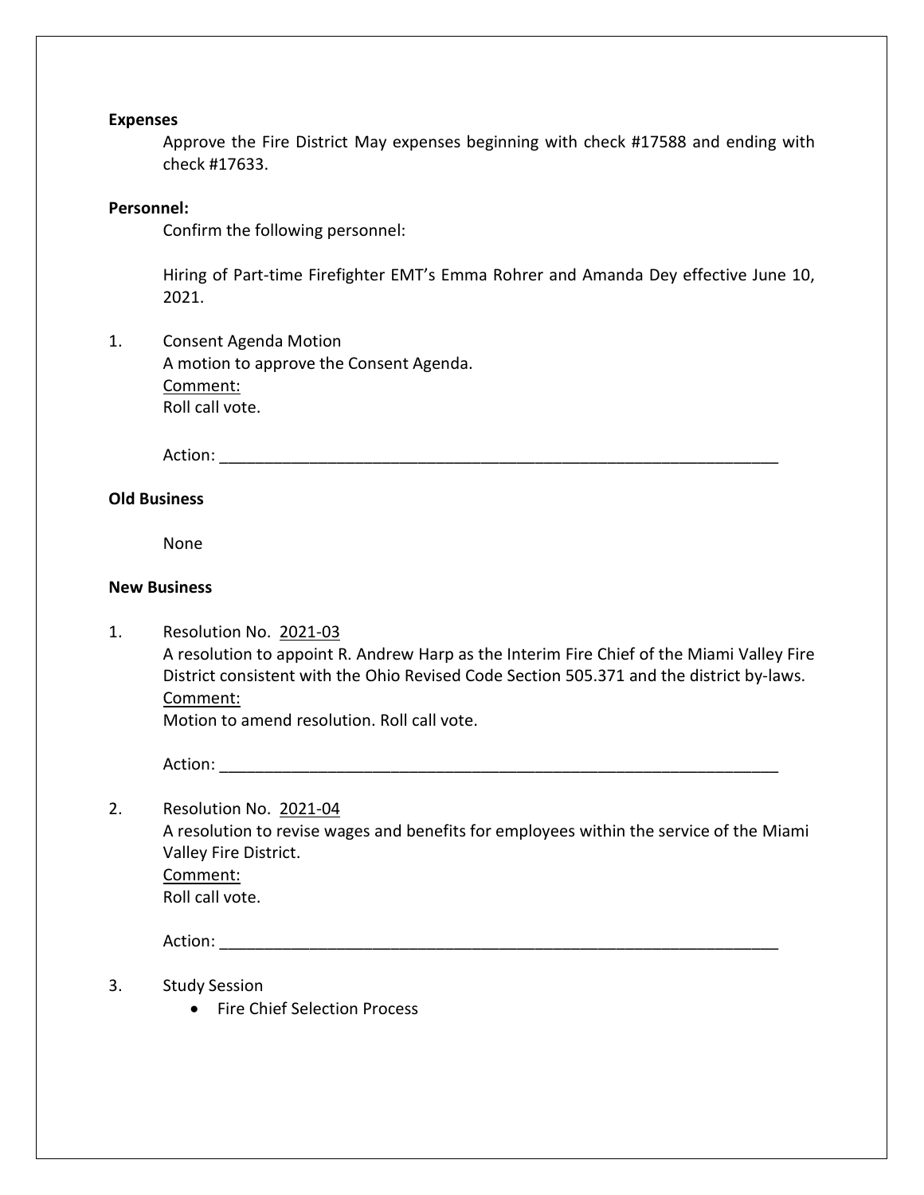**Expenses**

Approve the Fire District May expenses beginning with check #17588 and ending with check #17633.

**Personnel:**

Confirm the following personnel:

Hiring of Part-time Firefighter EMT's Emma Rohrer and Amanda Dey effective June 10, 2021.

1. Consent Agenda Motion
   A motion to approve the Consent Agenda.
   Comment:
   Roll call vote.

   Action: ________________________________________________________________

**Old Business**

None

**New Business**

1. Resolution No. 2021-03
   A resolution to appoint R. Andrew Harp as the Interim Fire Chief of the Miami Valley Fire District consistent with the Ohio Revised Code Section 505.371 and the district by-laws.
   Comment:
   Motion to amend resolution. Roll call vote.

   Action: ________________________________________________________________

2. Resolution No. 2021-04
   A resolution to revise wages and benefits for employees within the service of the Miami Valley Fire District.
   Comment:
   Roll call vote.

   Action: ________________________________________________________________

3. Study Session
   - Fire Chief Selection Process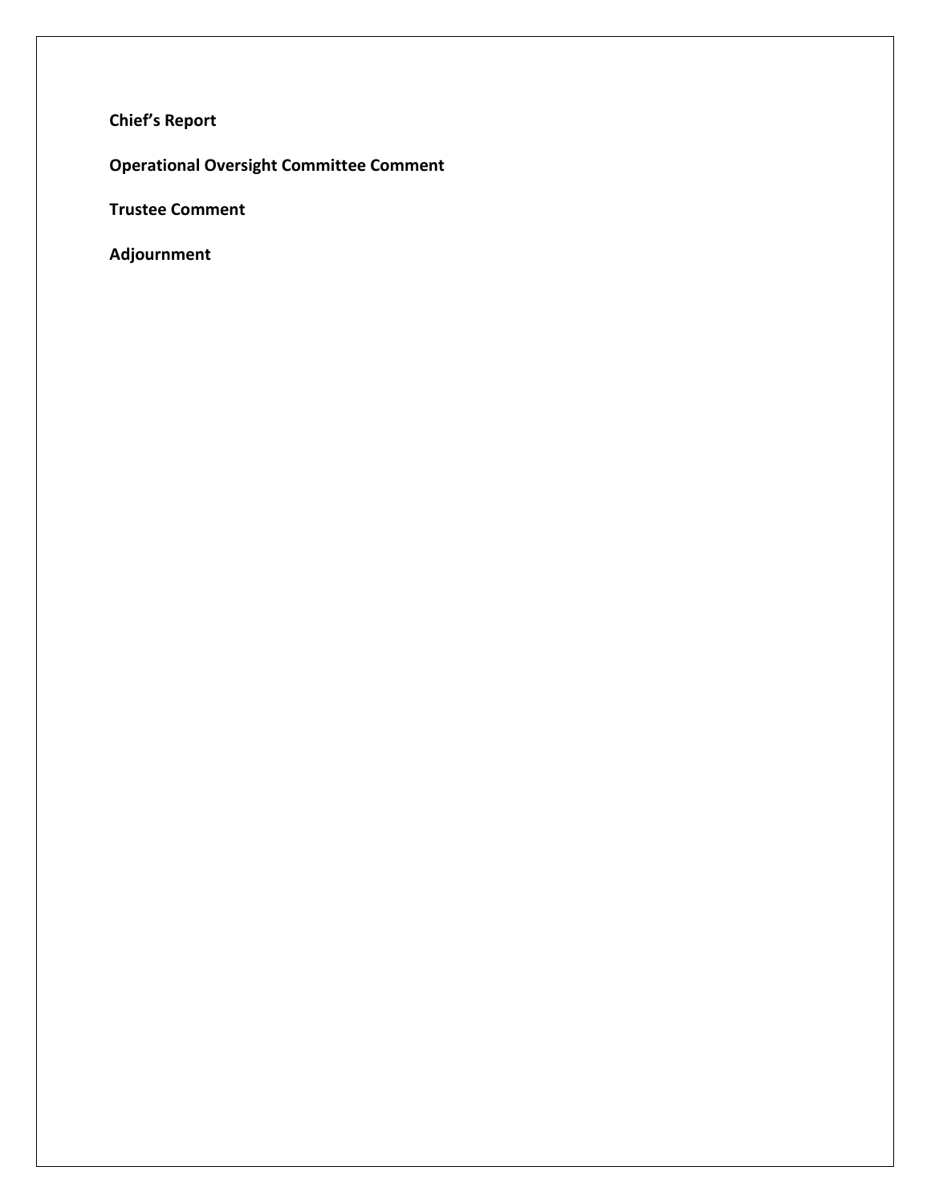**Chief's Report**

**Operational Oversight Committee Comment**

**Trustee Comment**

**Adjournment**